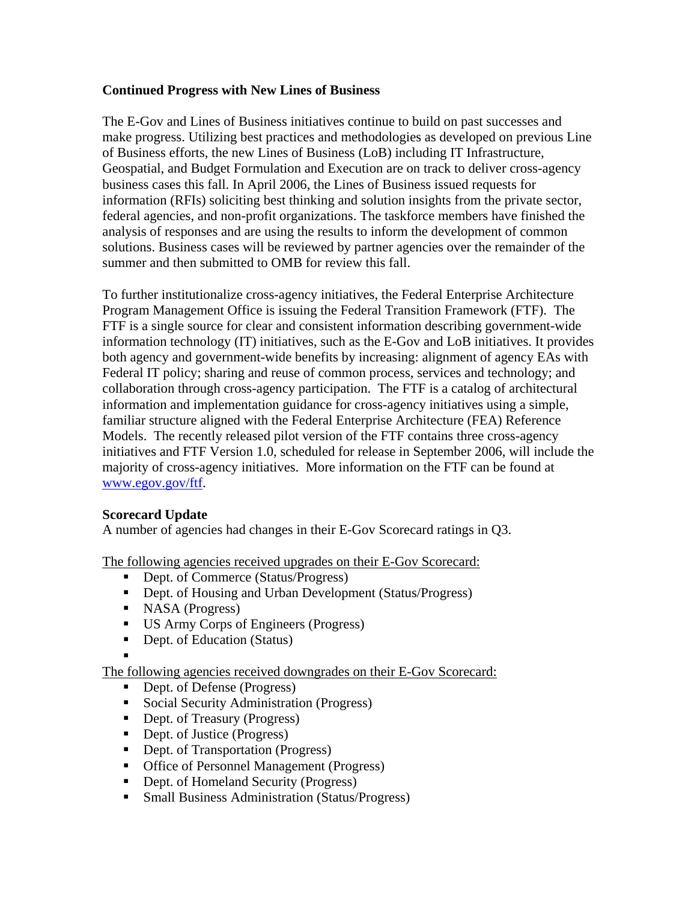**Continued Progress with New Lines of Business**

The E-Gov and Lines of Business initiatives continue to build on past successes and make progress. Utilizing best practices and methodologies as developed on previous Line of Business efforts, the new Lines of Business (LoB) including IT Infrastructure, Geospatial, and Budget Formulation and Execution are on track to deliver cross-agency business cases this fall. In April 2006, the Lines of Business issued requests for information (RFIs) soliciting best thinking and solution insights from the private sector, federal agencies, and non-profit organizations. The taskforce members have finished the analysis of responses and are using the results to inform the development of common solutions. Business cases will be reviewed by partner agencies over the remainder of the summer and then submitted to OMB for review this fall.

To further institutionalize cross-agency initiatives, the Federal Enterprise Architecture Program Management Office is issuing the Federal Transition Framework (FTF). The FTF is a single source for clear and consistent information describing government-wide information technology (IT) initiatives, such as the E-Gov and LoB initiatives. It provides both agency and government-wide benefits by increasing: alignment of agency EAs with Federal IT policy; sharing and reuse of common process, services and technology; and collaboration through cross-agency participation. The FTF is a catalog of architectural information and implementation guidance for cross-agency initiatives using a simple, familiar structure aligned with the Federal Enterprise Architecture (FEA) Reference Models. The recently released pilot version of the FTF contains three cross-agency initiatives and FTF Version 1.0, scheduled for release in September 2006, will include the majority of cross-agency initiatives. More information on the FTF can be found at www.egov.gov/ftf.

**Scorecard Update**

A number of agencies had changes in their E-Gov Scorecard ratings in Q3.

The following agencies received upgrades on their E-Gov Scorecard:

- Dept. of Commerce (Status/Progress)
- Dept. of Housing and Urban Development (Status/Progress)
- NASA (Progress)
- US Army Corps of Engineers (Progress)
- Dept. of Education (Status)

The following agencies received downgrades on their E-Gov Scorecard:

- Dept. of Defense (Progress)
- Social Security Administration (Progress)
- Dept. of Treasury (Progress)
- Dept. of Justice (Progress)
- Dept. of Transportation (Progress)
- Office of Personnel Management (Progress)
- Dept. of Homeland Security (Progress)
- Small Business Administration (Status/Progress)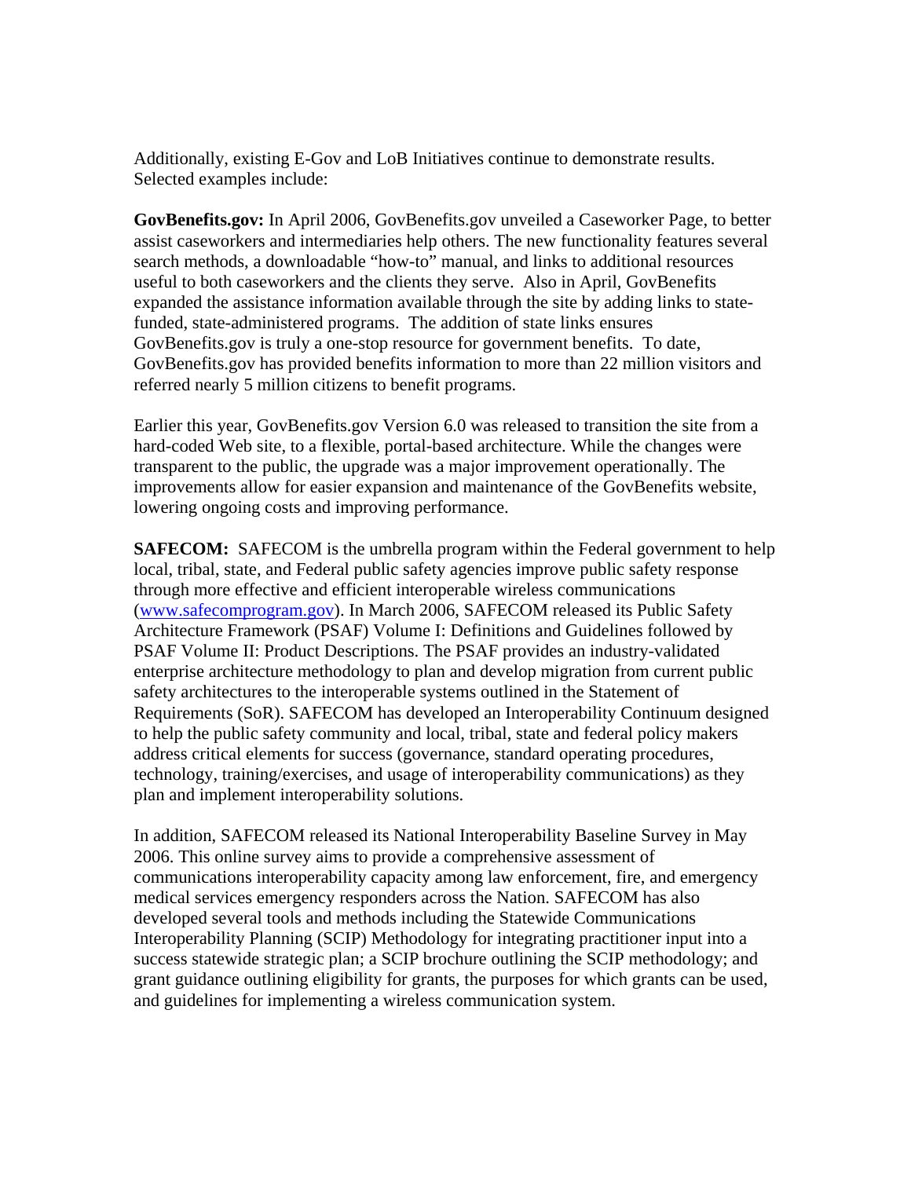Additionally, existing E-Gov and LoB Initiatives continue to demonstrate results. Selected examples include:

**GovBenefits.gov:** In April 2006, GovBenefits.gov unveiled a Caseworker Page, to better assist caseworkers and intermediaries help others. The new functionality features several search methods, a downloadable "how-to" manual, and links to additional resources useful to both caseworkers and the clients they serve. Also in April, GovBenefits expanded the assistance information available through the site by adding links to state-funded, state-administered programs. The addition of state links ensures GovBenefits.gov is truly a one-stop resource for government benefits. To date, GovBenefits.gov has provided benefits information to more than 22 million visitors and referred nearly 5 million citizens to benefit programs.

Earlier this year, GovBenefits.gov Version 6.0 was released to transition the site from a hard-coded Web site, to a flexible, portal-based architecture. While the changes were transparent to the public, the upgrade was a major improvement operationally. The improvements allow for easier expansion and maintenance of the GovBenefits website, lowering ongoing costs and improving performance.

**SAFECOM:** SAFECOM is the umbrella program within the Federal government to help local, tribal, state, and Federal public safety agencies improve public safety response through more effective and efficient interoperable wireless communications ([www.safecomprogram.gov](www.safecomprogram.gov)). In March 2006, SAFECOM released its Public Safety Architecture Framework (PSAF) Volume I: Definitions and Guidelines followed by PSAF Volume II: Product Descriptions. The PSAF provides an industry-validated enterprise architecture methodology to plan and develop migration from current public safety architectures to the interoperable systems outlined in the Statement of Requirements (SoR). SAFECOM has developed an Interoperability Continuum designed to help the public safety community and local, tribal, state and federal policy makers address critical elements for success (governance, standard operating procedures, technology, training/exercises, and usage of interoperability communications) as they plan and implement interoperability solutions.

In addition, SAFECOM released its National Interoperability Baseline Survey in May 2006. This online survey aims to provide a comprehensive assessment of communications interoperability capacity among law enforcement, fire, and emergency medical services emergency responders across the Nation. SAFECOM has also developed several tools and methods including the Statewide Communications Interoperability Planning (SCIP) Methodology for integrating practitioner input into a success statewide strategic plan; a SCIP brochure outlining the SCIP methodology; and grant guidance outlining eligibility for grants, the purposes for which grants can be used, and guidelines for implementing a wireless communication system.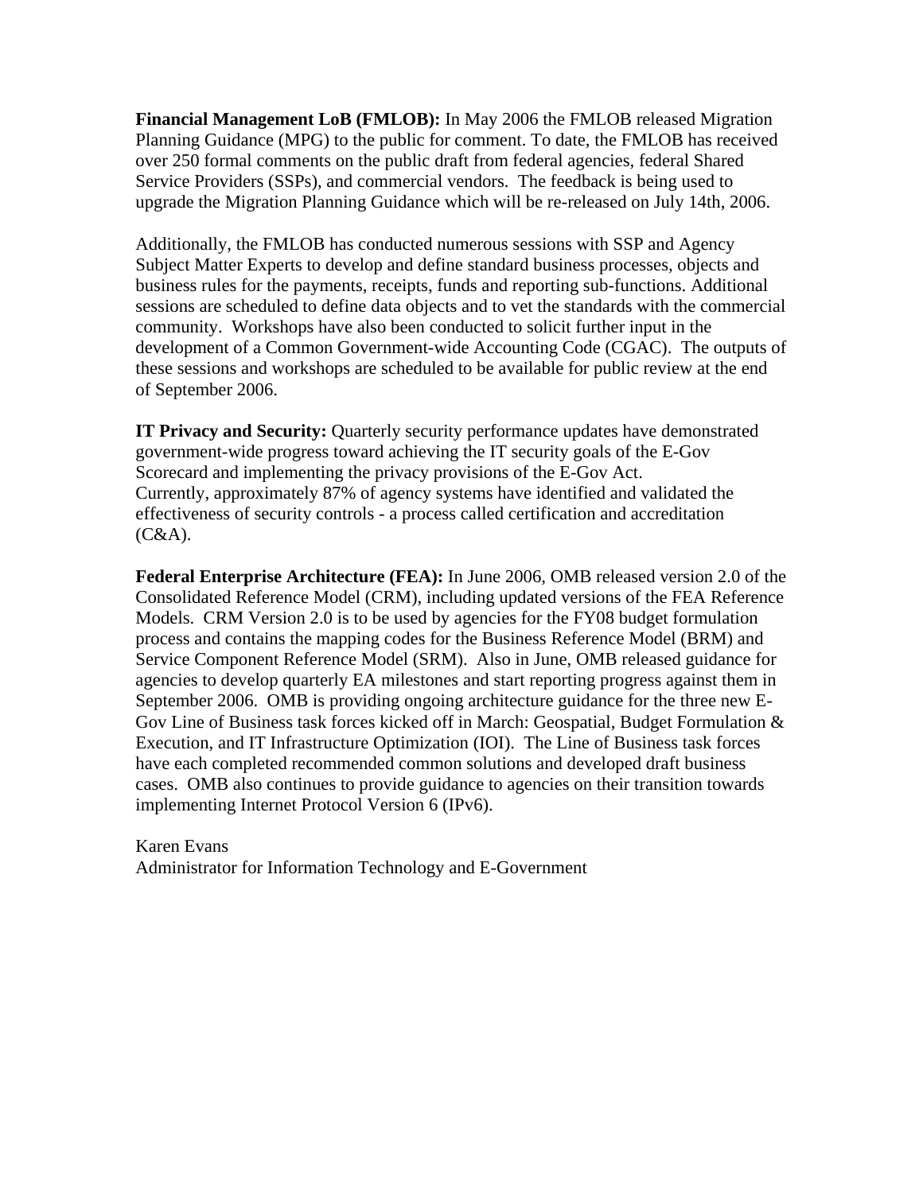**Financial Management LoB (FMLOB):** In May 2006 the FMLOB released Migration Planning Guidance (MPG) to the public for comment. To date, the FMLOB has received over 250 formal comments on the public draft from federal agencies, federal Shared Service Providers (SSPs), and commercial vendors. The feedback is being used to upgrade the Migration Planning Guidance which will be re-released on July 14th, 2006.

Additionally, the FMLOB has conducted numerous sessions with SSP and Agency Subject Matter Experts to develop and define standard business processes, objects and business rules for the payments, receipts, funds and reporting sub-functions. Additional sessions are scheduled to define data objects and to vet the standards with the commercial community. Workshops have also been conducted to solicit further input in the development of a Common Government-wide Accounting Code (CGAC). The outputs of these sessions and workshops are scheduled to be available for public review at the end of September 2006.

**IT Privacy and Security:** Quarterly security performance updates have demonstrated government-wide progress toward achieving the IT security goals of the E-Gov Scorecard and implementing the privacy provisions of the E-Gov Act.
Currently, approximately 87% of agency systems have identified and validated the effectiveness of security controls - a process called certification and accreditation (C&A).

**Federal Enterprise Architecture (FEA):** In June 2006, OMB released version 2.0 of the Consolidated Reference Model (CRM), including updated versions of the FEA Reference Models. CRM Version 2.0 is to be used by agencies for the FY08 budget formulation process and contains the mapping codes for the Business Reference Model (BRM) and Service Component Reference Model (SRM). Also in June, OMB released guidance for agencies to develop quarterly EA milestones and start reporting progress against them in September 2006. OMB is providing ongoing architecture guidance for the three new E-Gov Line of Business task forces kicked off in March: Geospatial, Budget Formulation & Execution, and IT Infrastructure Optimization (IOI). The Line of Business task forces have each completed recommended common solutions and developed draft business cases. OMB also continues to provide guidance to agencies on their transition towards implementing Internet Protocol Version 6 (IPv6).

Karen Evans
Administrator for Information Technology and E-Government